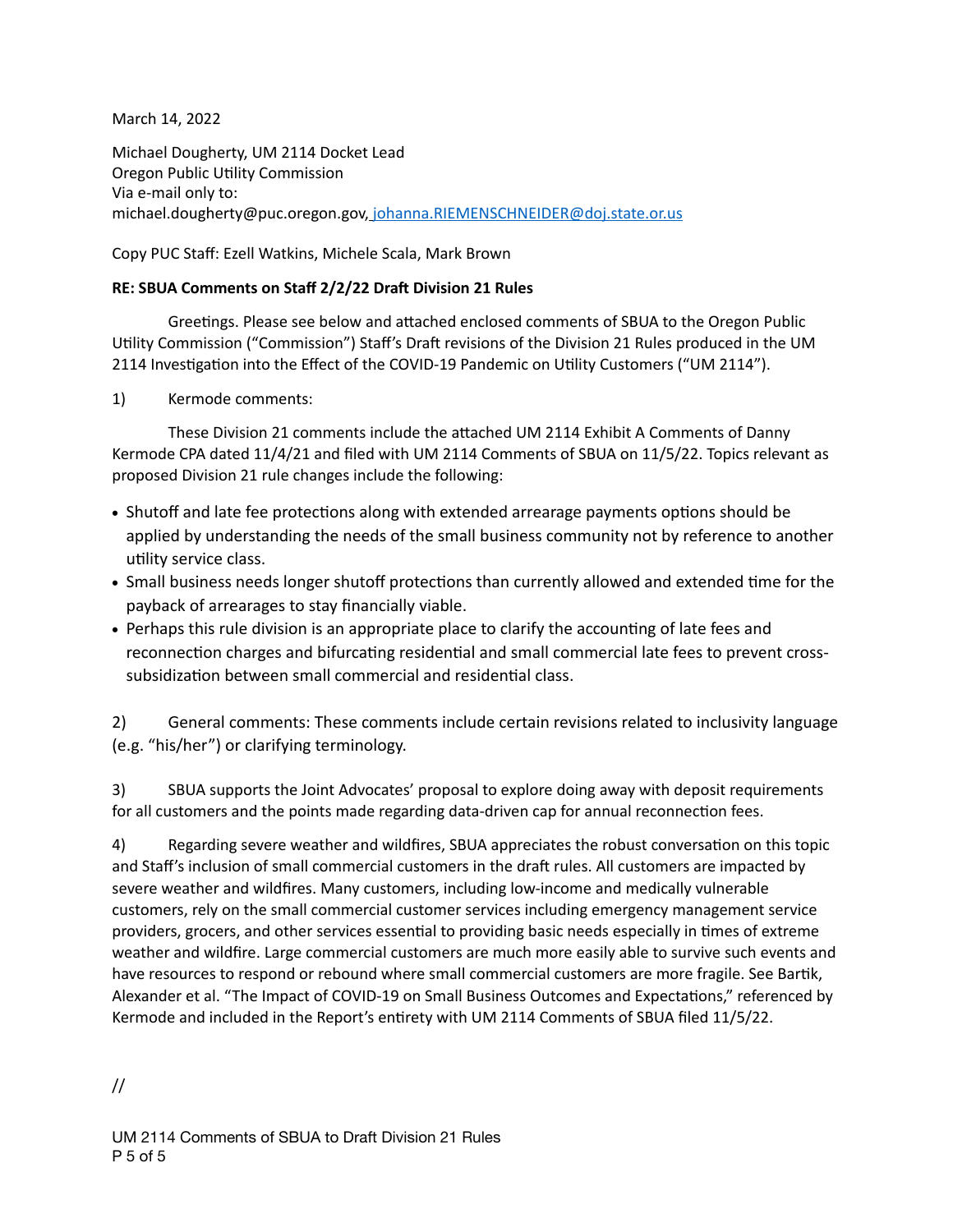March 14, 2022

Michael Dougherty, UM 2114 Docket Lead
Oregon Public Utility Commission
Via e-mail only to:
michael.dougherty@puc.oregon.gov, johanna.RIEMENSCHNEIDER@doj.state.or.us

Copy PUC Staff: Ezell Watkins, Michele Scala, Mark Brown

**RE: SBUA Comments on Staff 2/2/22 Draft Division 21 Rules**

Greetings. Please see below and attached enclosed comments of SBUA to the Oregon Public Utility Commission ("Commission") Staff's Draft revisions of the Division 21 Rules produced in the UM 2114 Investigation into the Effect of the COVID-19 Pandemic on Utility Customers ("UM 2114").

1) Kermode comments:

These Division 21 comments include the attached UM 2114 Exhibit A Comments of Danny Kermode CPA dated 11/4/21 and filed with UM 2114 Comments of SBUA on 11/5/22. Topics relevant as proposed Division 21 rule changes include the following:

- Shutoff and late fee protections along with extended arrearage payments options should be applied by understanding the needs of the small business community not by reference to another utility service class.
- Small business needs longer shutoff protections than currently allowed and extended time for the payback of arrearages to stay financially viable.
- Perhaps this rule division is an appropriate place to clarify the accounting of late fees and reconnection charges and bifurcating residential and small commercial late fees to prevent cross-subsidization between small commercial and residential class.

2) General comments: These comments include certain revisions related to inclusivity language (e.g. "his/her") or clarifying terminology.

3) SBUA supports the Joint Advocates' proposal to explore doing away with deposit requirements for all customers and the points made regarding data-driven cap for annual reconnection fees.

4) Regarding severe weather and wildfires, SBUA appreciates the robust conversation on this topic and Staff's inclusion of small commercial customers in the draft rules. All customers are impacted by severe weather and wildfires. Many customers, including low-income and medically vulnerable customers, rely on the small commercial customer services including emergency management service providers, grocers, and other services essential to providing basic needs especially in times of extreme weather and wildfire. Large commercial customers are much more easily able to survive such events and have resources to respond or rebound where small commercial customers are more fragile. See Bartik, Alexander et al. "The Impact of COVID-19 on Small Business Outcomes and Expectations," referenced by Kermode and included in the Report's entirety with UM 2114 Comments of SBUA filed 11/5/22.

//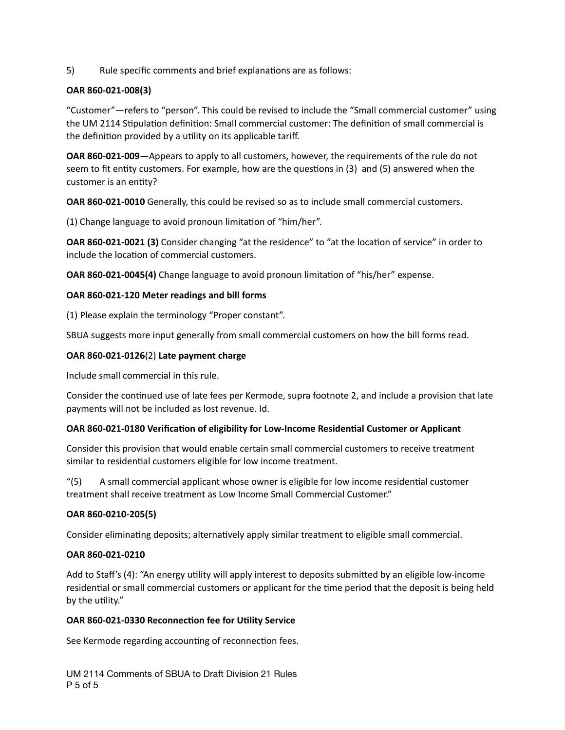5) Rule specific comments and brief explanations are as follows:

**OAR 860-021-008(3)**

"Customer"—refers to "person". This could be revised to include the "Small commercial customer" using the UM 2114 Stipulation definition: Small commercial customer: The definition of small commercial is the definition provided by a utility on its applicable tariff.

**OAR 860-021-009**—Appears to apply to all customers, however, the requirements of the rule do not seem to fit entity customers. For example, how are the questions in (3) and (5) answered when the customer is an entity?

**OAR 860-021-0010** Generally, this could be revised so as to include small commercial customers.

(1) Change language to avoid pronoun limitation of "him/her".

**OAR 860-021-0021 (3)** Consider changing "at the residence" to "at the location of service" in order to include the location of commercial customers.

**OAR 860-021-0045(4)** Change language to avoid pronoun limitation of "his/her" expense.

**OAR 860-021-120 Meter readings and bill forms**

(1) Please explain the terminology "Proper constant".

SBUA suggests more input generally from small commercial customers on how the bill forms read.

**OAR 860-021-0126**(2) **Late payment charge**

Include small commercial in this rule.

Consider the continued use of late fees per Kermode, supra footnote 2, and include a provision that late payments will not be included as lost revenue. Id.

**OAR 860-021-0180 Verification of eligibility for Low-Income Residential Customer or Applicant**

Consider this provision that would enable certain small commercial customers to receive treatment similar to residential customers eligible for low income treatment.

"(5) A small commercial applicant whose owner is eligible for low income residential customer treatment shall receive treatment as Low Income Small Commercial Customer."

**OAR 860-0210-205(5)**

Consider eliminating deposits; alternatively apply similar treatment to eligible small commercial.

**OAR 860-021-0210**

Add to Staff's (4): "An energy utility will apply interest to deposits submitted by an eligible low-income residential or small commercial customers or applicant for the time period that the deposit is being held by the utility."

**OAR 860-021-0330 Reconnection fee for Utility Service**

See Kermode regarding accounting of reconnection fees.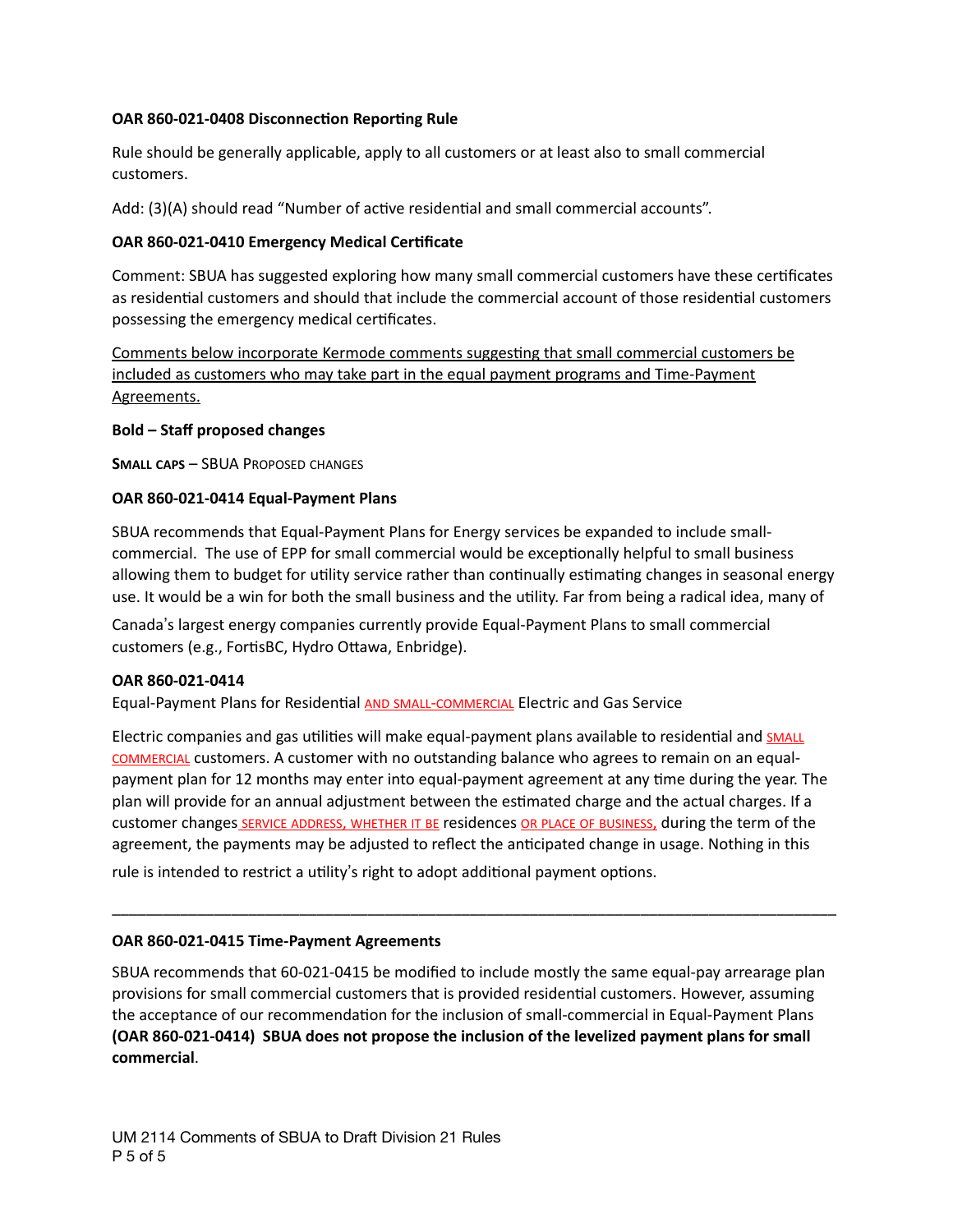**OAR 860-021-0408 Disconnection Reporting Rule**

Rule should be generally applicable, apply to all customers or at least also to small commercial customers.

Add: (3)(A) should read "Number of active residential and small commercial accounts".

**OAR 860-021-0410 Emergency Medical Certificate**

Comment: SBUA has suggested exploring how many small commercial customers have these certificates as residential customers and should that include the commercial account of those residential customers possessing the emergency medical certificates.

<u>Comments below incorporate Kermode comments suggesting that small commercial customers be included as customers who may take part in the equal payment programs and Time-Payment Agreements.</u>

**Bold – Staff proposed changes**

**SMALL CAPS** – SBUA PROPOSED CHANGES

**OAR 860-021-0414 Equal-Payment Plans**

SBUA recommends that Equal-Payment Plans for Energy services be expanded to include small-commercial. The use of EPP for small commercial would be exceptionally helpful to small business allowing them to budget for utility service rather than continually estimating changes in seasonal energy use. It would be a win for both the small business and the utility. Far from being a radical idea, many of Canada's largest energy companies currently provide Equal-Payment Plans to small commercial customers (e.g., FortisBC, Hydro Ottawa, Enbridge).

**OAR 860-021-0414**
Equal-Payment Plans for Residential <u>AND SMALL-COMMERCIAL</u> Electric and Gas Service

Electric companies and gas utilities will make equal-payment plans available to residential and <u>SMALL COMMERCIAL</u> customers. A customer with no outstanding balance who agrees to remain on an equal-payment plan for 12 months may enter into equal-payment agreement at any time during the year. The plan will provide for an annual adjustment between the estimated charge and the actual charges. If a customer changes <u>SERVICE ADDRESS, WHETHER IT BE</u> residences <u>OR PLACE OF BUSINESS,</u> during the term of the agreement, the payments may be adjusted to reflect the anticipated change in usage. Nothing in this rule is intended to restrict a utility's right to adopt additional payment options.

---

**OAR 860-021-0415 Time-Payment Agreements**

SBUA recommends that 60-021-0415 be modified to include mostly the same equal-pay arrearage plan provisions for small commercial customers that is provided residential customers. However, assuming the acceptance of our recommendation for the inclusion of small-commercial in Equal-Payment Plans **(OAR 860-021-0414) SBUA does not propose the inclusion of the levelized payment plans for small commercial**.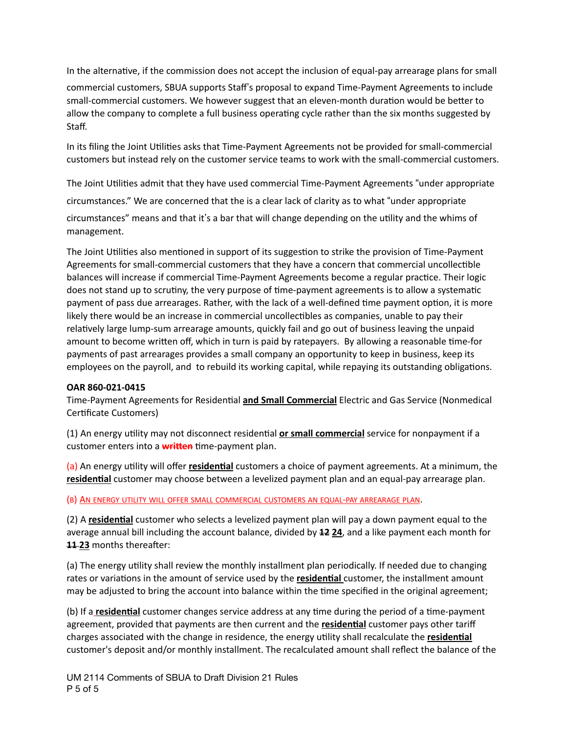In the alternative, if the commission does not accept the inclusion of equal-pay arrearage plans for small commercial customers, SBUA supports Staff's proposal to expand Time-Payment Agreements to include small-commercial customers. We however suggest that an eleven-month duration would be better to allow the company to complete a full business operating cycle rather than the six months suggested by Staff.

In its filing the Joint Utilities asks that Time-Payment Agreements not be provided for small-commercial customers but instead rely on the customer service teams to work with the small-commercial customers.

The Joint Utilities admit that they have used commercial Time-Payment Agreements "under appropriate circumstances." We are concerned that the is a clear lack of clarity as to what "under appropriate circumstances" means and that it's a bar that will change depending on the utility and the whims of management.

The Joint Utilities also mentioned in support of its suggestion to strike the provision of Time-Payment Agreements for small-commercial customers that they have a concern that commercial uncollectible balances will increase if commercial Time-Payment Agreements become a regular practice. Their logic does not stand up to scrutiny, the very purpose of time-payment agreements is to allow a systematic payment of pass due arrearages. Rather, with the lack of a well-defined time payment option, it is more likely there would be an increase in commercial uncollectibles as companies, unable to pay their relatively large lump-sum arrearage amounts, quickly fail and go out of business leaving the unpaid amount to become written off, which in turn is paid by ratepayers. By allowing a reasonable time-for payments of past arrearages provides a small company an opportunity to keep in business, keep its employees on the payroll, and to rebuild its working capital, while repaying its outstanding obligations.

**OAR 860-021-0415**
Time-Payment Agreements for Residential **and Small Commercial** Electric and Gas Service (Nonmedical Certificate Customers)

(1) An energy utility may not disconnect residential **or small commercial** service for nonpayment if a customer enters into a ~~written~~ time-payment plan.

(a) An energy utility will offer **residential** customers a choice of payment agreements. At a minimum, the **residential** customer may choose between a levelized payment plan and an equal-pay arrearage plan.

(B) AN ENERGY UTILITY WILL OFFER SMALL COMMERCIAL CUSTOMERS AN EQUAL-PAY ARREARAGE PLAN.

(2) A **residential** customer who selects a levelized payment plan will pay a down payment equal to the average annual bill including the account balance, divided by ~~12~~ **24**, and a like payment each month for ~~11~~ **23** months thereafter:

(a) The energy utility shall review the monthly installment plan periodically. If needed due to changing rates or variations in the amount of service used by the **residential** customer, the installment amount may be adjusted to bring the account into balance within the time specified in the original agreement;

(b) If a **residential** customer changes service address at any time during the period of a time-payment agreement, provided that payments are then current and the **residential** customer pays other tariff charges associated with the change in residence, the energy utility shall recalculate the **residential** customer's deposit and/or monthly installment. The recalculated amount shall reflect the balance of the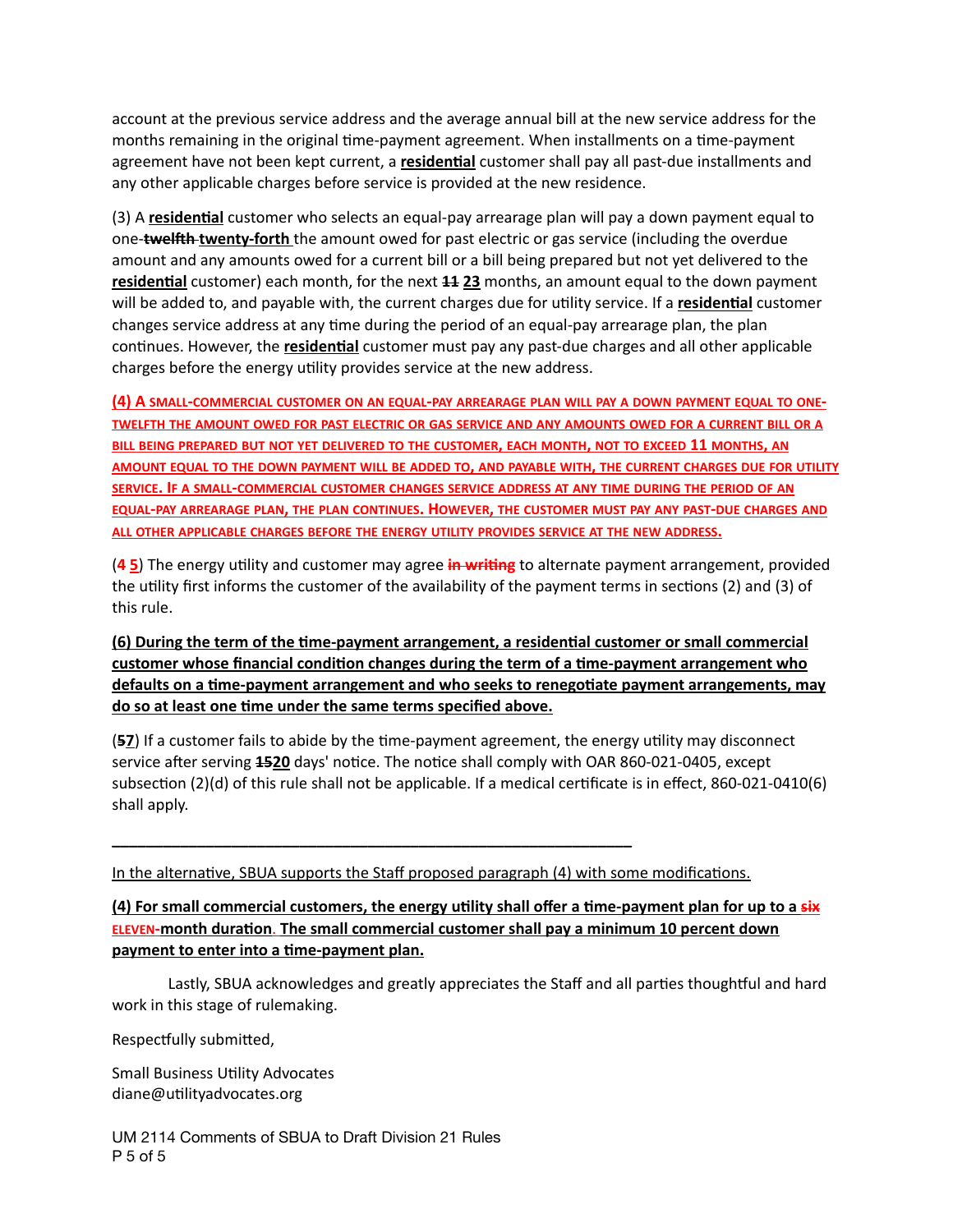account at the previous service address and the average annual bill at the new service address for the months remaining in the original time-payment agreement. When installments on a time-payment agreement have not been kept current, a **residential** customer shall pay all past-due installments and any other applicable charges before service is provided at the new residence.

(3) A **residential** customer who selects an equal-pay arrearage plan will pay a down payment equal to one-~~twelfth~~ **twenty-forth** the amount owed for past electric or gas service (including the overdue amount and any amounts owed for a current bill or a bill being prepared but not yet delivered to the **residential** customer) each month, for the next ~~11~~ **23** months, an amount equal to the down payment will be added to, and payable with, the current charges due for utility service. If a **residential** customer changes service address at any time during the period of an equal-pay arrearage plan, the plan continues. However, the **residential** customer must pay any past-due charges and all other applicable charges before the energy utility provides service at the new address.

**(4) A SMALL-COMMERCIAL CUSTOMER ON AN EQUAL-PAY ARREARAGE PLAN WILL PAY A DOWN PAYMENT EQUAL TO ONE-TWELFTH THE AMOUNT OWED FOR PAST ELECTRIC OR GAS SERVICE AND ANY AMOUNTS OWED FOR A CURRENT BILL OR A BILL BEING PREPARED BUT NOT YET DELIVERED TO THE CUSTOMER, EACH MONTH, NOT TO EXCEED 11 MONTHS, AN AMOUNT EQUAL TO THE DOWN PAYMENT WILL BE ADDED TO, AND PAYABLE WITH, THE CURRENT CHARGES DUE FOR UTILITY SERVICE. IF A SMALL-COMMERCIAL CUSTOMER CHANGES SERVICE ADDRESS AT ANY TIME DURING THE PERIOD OF AN EQUAL-PAY ARREARAGE PLAN, THE PLAN CONTINUES. HOWEVER, THE CUSTOMER MUST PAY ANY PAST-DUE CHARGES AND ALL OTHER APPLICABLE CHARGES BEFORE THE ENERGY UTILITY PROVIDES SERVICE AT THE NEW ADDRESS.**

(**4** **5**) The energy utility and customer may agree ~~in writing~~ to alternate payment arrangement, provided the utility first informs the customer of the availability of the payment terms in sections (2) and (3) of this rule.

**(6) During the term of the time-payment arrangement, a residential customer or small commercial customer whose financial condition changes during the term of a time-payment arrangement who defaults on a time-payment arrangement and who seeks to renegotiate payment arrangements, may do so at least one time under the same terms specified above.**

(~~5~~**7**) If a customer fails to abide by the time-payment agreement, the energy utility may disconnect service after serving ~~15~~**20** days' notice. The notice shall comply with OAR 860-021-0405, except subsection (2)(d) of this rule shall not be applicable. If a medical certificate is in effect, 860-021-0410(6) shall apply.

---

In the alternative, SBUA supports the Staff proposed paragraph (4) with some modifications.

**(4) For small commercial customers, the energy utility shall offer a time-payment plan for up to a ~~six~~ ELEVEN-month duration. The small commercial customer shall pay a minimum 10 percent down payment to enter into a time-payment plan.**

Lastly, SBUA acknowledges and greatly appreciates the Staff and all parties thoughtful and hard work in this stage of rulemaking.

Respectfully submitted,

Small Business Utility Advocates
diane@utilityadvocates.org

UM 2114 Comments of SBUA to Draft Division 21 Rules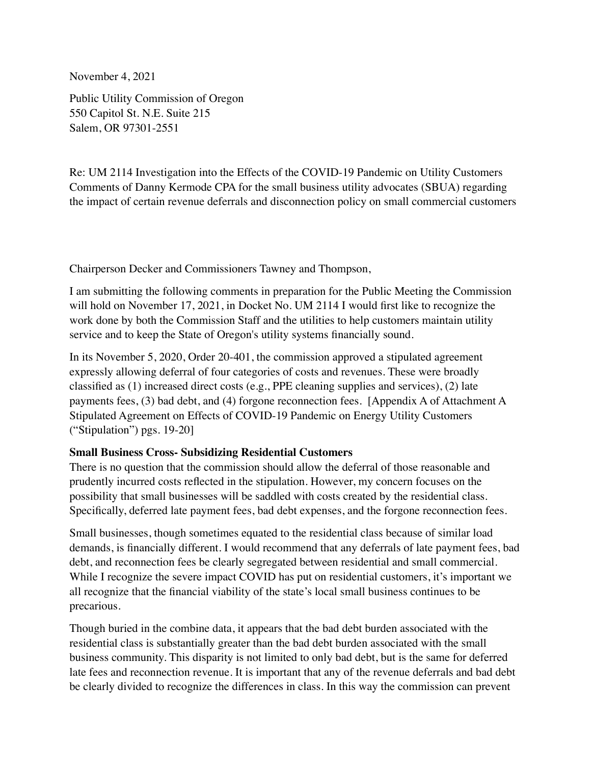November 4, 2021

Public Utility Commission of Oregon
550 Capitol St. N.E. Suite 215
Salem, OR 97301-2551

Re: UM 2114 Investigation into the Effects of the COVID-19 Pandemic on Utility Customers
Comments of Danny Kermode CPA for the small business utility advocates (SBUA) regarding the impact of certain revenue deferrals and disconnection policy on small commercial customers

Chairperson Decker and Commissioners Tawney and Thompson,

I am submitting the following comments in preparation for the Public Meeting the Commission will hold on November 17, 2021, in Docket No. UM 2114 I would first like to recognize the work done by both the Commission Staff and the utilities to help customers maintain utility service and to keep the State of Oregon's utility systems financially sound.

In its November 5, 2020, Order 20-401, the commission approved a stipulated agreement expressly allowing deferral of four categories of costs and revenues. These were broadly classified as (1) increased direct costs (e.g., PPE cleaning supplies and services), (2) late payments fees, (3) bad debt, and (4) forgone reconnection fees. [Appendix A of Attachment A Stipulated Agreement on Effects of COVID-19 Pandemic on Energy Utility Customers ("Stipulation") pgs. 19-20]

**Small Business Cross- Subsidizing Residential Customers**

There is no question that the commission should allow the deferral of those reasonable and prudently incurred costs reflected in the stipulation. However, my concern focuses on the possibility that small businesses will be saddled with costs created by the residential class. Specifically, deferred late payment fees, bad debt expenses, and the forgone reconnection fees.

Small businesses, though sometimes equated to the residential class because of similar load demands, is financially different. I would recommend that any deferrals of late payment fees, bad debt, and reconnection fees be clearly segregated between residential and small commercial. While I recognize the severe impact COVID has put on residential customers, it's important we all recognize that the financial viability of the state's local small business continues to be precarious.

Though buried in the combine data, it appears that the bad debt burden associated with the residential class is substantially greater than the bad debt burden associated with the small business community. This disparity is not limited to only bad debt, but is the same for deferred late fees and reconnection revenue. It is important that any of the revenue deferrals and bad debt be clearly divided to recognize the differences in class. In this way the commission can prevent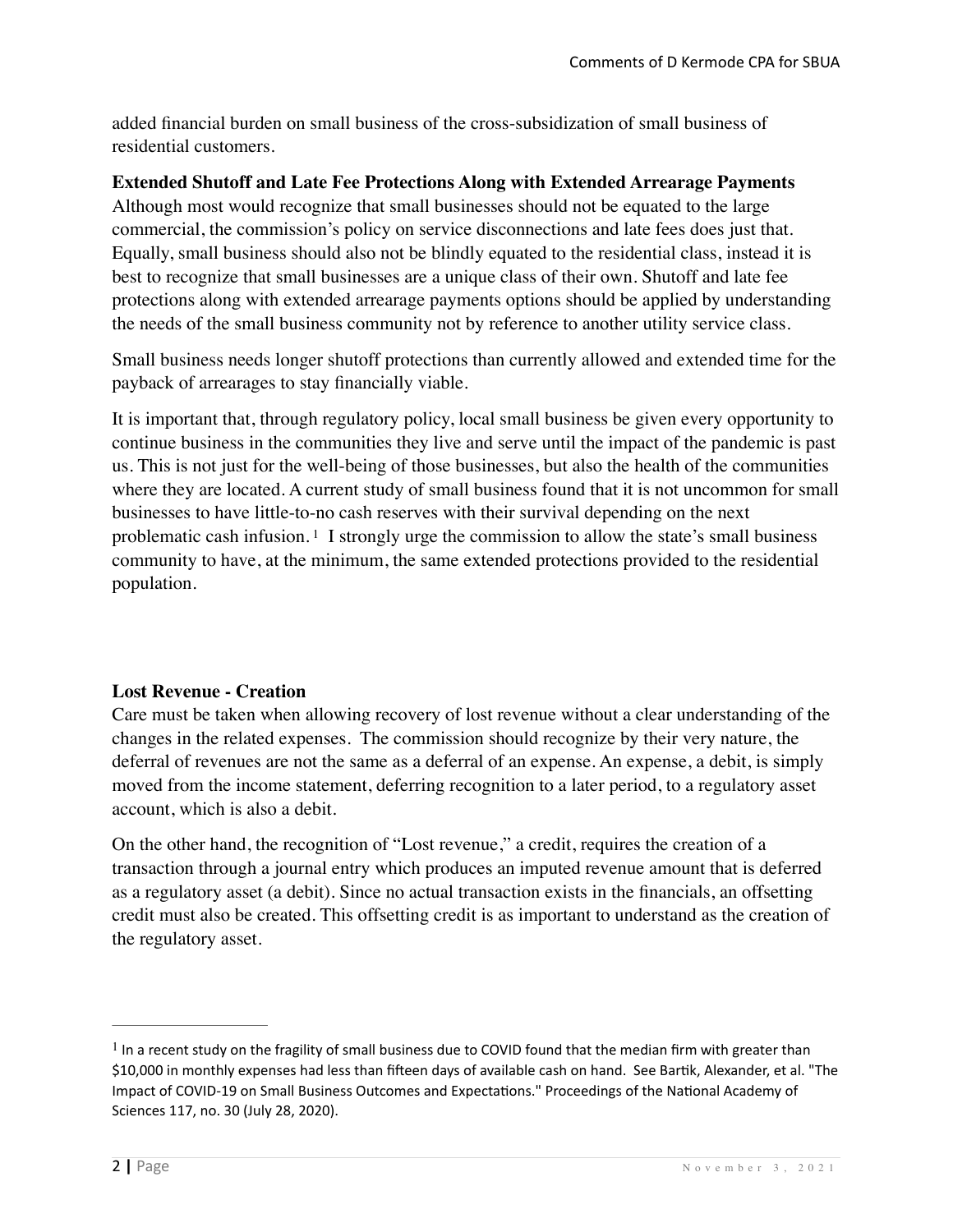added financial burden on small business of the cross-subsidization of small business of residential customers.

**Extended Shutoff and Late Fee Protections Along with Extended Arrearage Payments**
Although most would recognize that small businesses should not be equated to the large commercial, the commission's policy on service disconnections and late fees does just that. Equally, small business should also not be blindly equated to the residential class, instead it is best to recognize that small businesses are a unique class of their own. Shutoff and late fee protections along with extended arrearage payments options should be applied by understanding the needs of the small business community not by reference to another utility service class.

Small business needs longer shutoff protections than currently allowed and extended time for the payback of arrearages to stay financially viable.

It is important that, through regulatory policy, local small business be given every opportunity to continue business in the communities they live and serve until the impact of the pandemic is past us. This is not just for the well-being of those businesses, but also the health of the communities where they are located. A current study of small business found that it is not uncommon for small businesses to have little-to-no cash reserves with their survival depending on the next problematic cash infusion.[1] I strongly urge the commission to allow the state's small business community to have, at the minimum, the same extended protections provided to the residential population.

**Lost Revenue - Creation**
Care must be taken when allowing recovery of lost revenue without a clear understanding of the changes in the related expenses. The commission should recognize by their very nature, the deferral of revenues are not the same as a deferral of an expense. An expense, a debit, is simply moved from the income statement, deferring recognition to a later period, to a regulatory asset account, which is also a debit.

On the other hand, the recognition of "Lost revenue," a credit, requires the creation of a transaction through a journal entry which produces an imputed revenue amount that is deferred as a regulatory asset (a debit). Since no actual transaction exists in the financials, an offsetting credit must also be created. This offsetting credit is as important to understand as the creation of the regulatory asset.

---

[1] In a recent study on the fragility of small business due to COVID found that the median firm with greater than $10,000 in monthly expenses had less than fifteen days of available cash on hand. See Bartik, Alexander, et al. "The Impact of COVID-19 on Small Business Outcomes and Expectations." Proceedings of the National Academy of Sciences 117, no. 30 (July 28, 2020).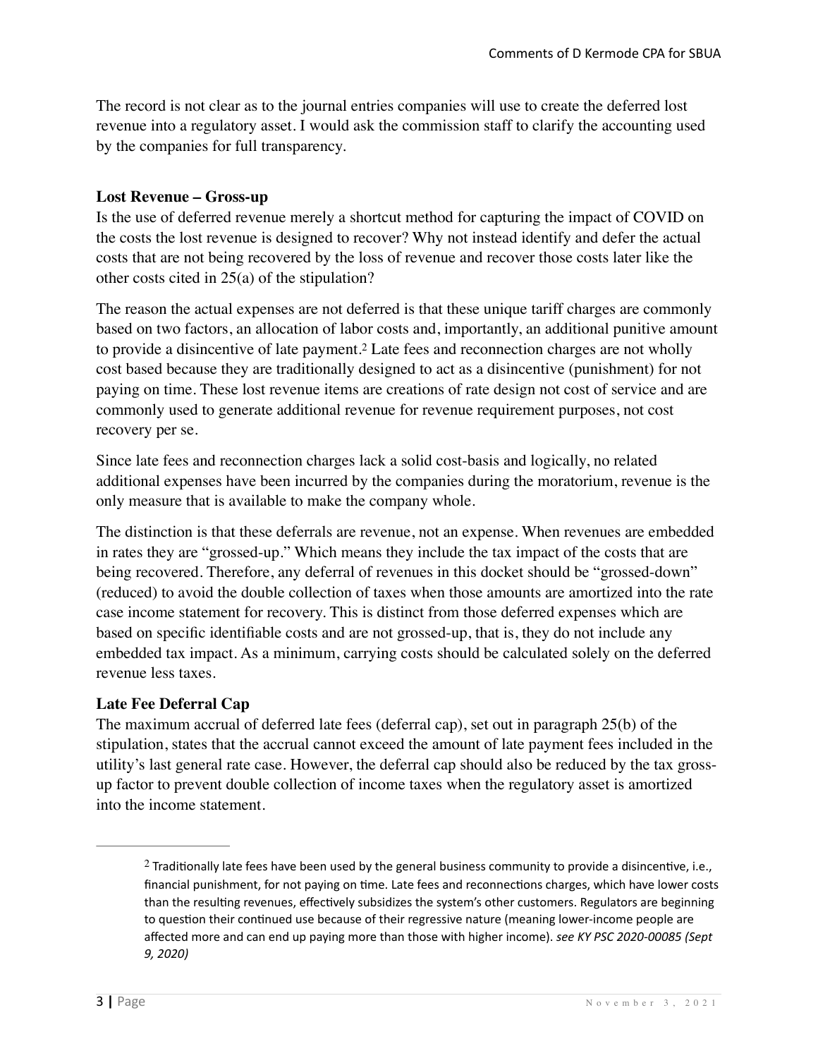The record is not clear as to the journal entries companies will use to create the deferred lost revenue into a regulatory asset. I would ask the commission staff to clarify the accounting used by the companies for full transparency.

**Lost Revenue – Gross-up**

Is the use of deferred revenue merely a shortcut method for capturing the impact of COVID on the costs the lost revenue is designed to recover? Why not instead identify and defer the actual costs that are not being recovered by the loss of revenue and recover those costs later like the other costs cited in 25(a) of the stipulation?

The reason the actual expenses are not deferred is that these unique tariff charges are commonly based on two factors, an allocation of labor costs and, importantly, an additional punitive amount to provide a disincentive of late payment.[2] Late fees and reconnection charges are not wholly cost based because they are traditionally designed to act as a disincentive (punishment) for not paying on time. These lost revenue items are creations of rate design not cost of service and are commonly used to generate additional revenue for revenue requirement purposes, not cost recovery per se.

Since late fees and reconnection charges lack a solid cost-basis and logically, no related additional expenses have been incurred by the companies during the moratorium, revenue is the only measure that is available to make the company whole.

The distinction is that these deferrals are revenue, not an expense. When revenues are embedded in rates they are "grossed-up." Which means they include the tax impact of the costs that are being recovered. Therefore, any deferral of revenues in this docket should be "grossed-down" (reduced) to avoid the double collection of taxes when those amounts are amortized into the rate case income statement for recovery. This is distinct from those deferred expenses which are based on specific identifiable costs and are not grossed-up, that is, they do not include any embedded tax impact. As a minimum, carrying costs should be calculated solely on the deferred revenue less taxes.

**Late Fee Deferral Cap**

The maximum accrual of deferred late fees (deferral cap), set out in paragraph 25(b) of the stipulation, states that the accrual cannot exceed the amount of late payment fees included in the utility's last general rate case. However, the deferral cap should also be reduced by the tax gross-up factor to prevent double collection of income taxes when the regulatory asset is amortized into the income statement.

---

[2] Traditionally late fees have been used by the general business community to provide a disincentive, i.e., financial punishment, for not paying on time. Late fees and reconnections charges, which have lower costs than the resulting revenues, effectively subsidizes the system's other customers. Regulators are beginning to question their continued use because of their regressive nature (meaning lower-income people are affected more and can end up paying more than those with higher income). *see KY PSC 2020-00085 (Sept 9, 2020)*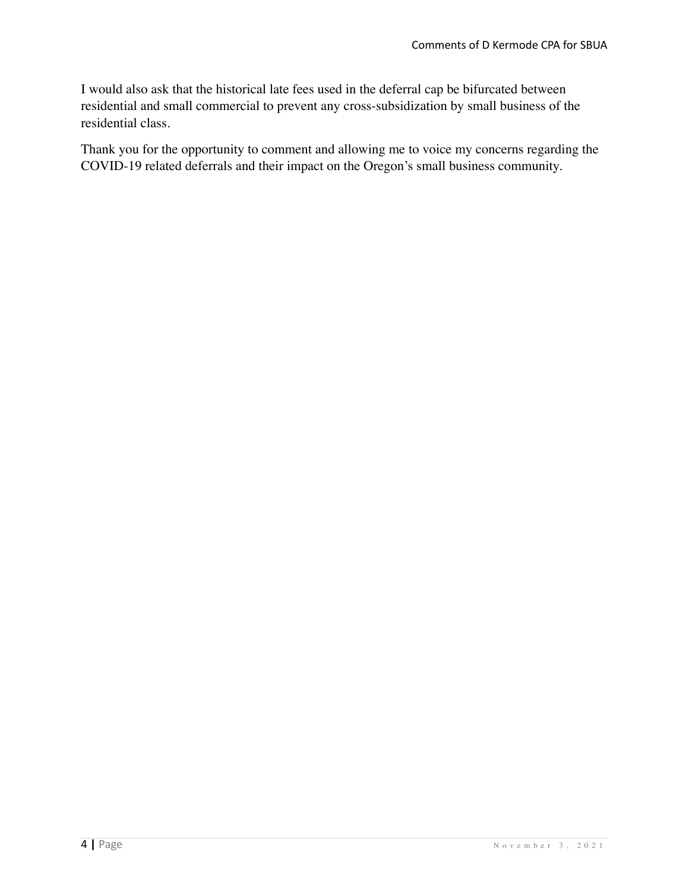I would also ask that the historical late fees used in the deferral cap be bifurcated between residential and small commercial to prevent any cross-subsidization by small business of the residential class.

Thank you for the opportunity to comment and allowing me to voice my concerns regarding the COVID-19 related deferrals and their impact on the Oregon's small business community.